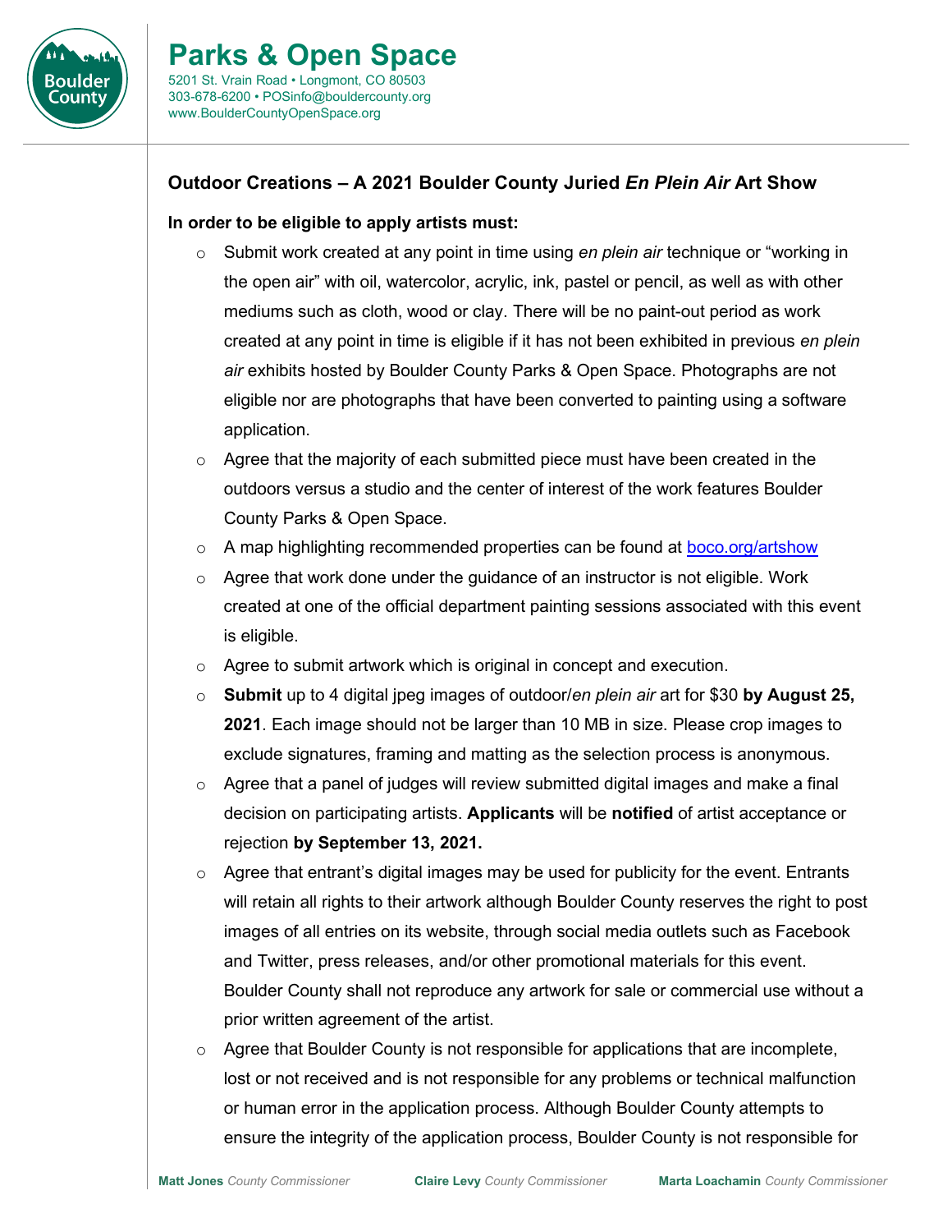# Parks & Open Space

5201 St. Vrain Road • Longmont, CO 80503
303-678-6200 • POSinfo@bouldercounty.org
www.BoulderCountyOpenSpace.org

## Outoor Creations – A 2021 Boulder County Juried *En Plein Air* Art Show

**In order to be eligible to apply artists must:**

- Submit work created at any point in time using *en plein air* technique or "working in the open air" with oil, watercolor, acrylic, ink, pastel or pencil, as well as with other mediums such as cloth, wood or clay. There will be no paint-out period as work created at any point in time is eligible if it has not been exhibited in previous *en plein air* exhibits hosted by Boulder County Parks & Open Space. Photographs are not eligible nor are photographs that have been converted to painting using a software application.
- Agree that the majority of each submitted piece must have been created in the outdoors versus a studio and the center of interest of the work features Boulder County Parks & Open Space.
- A map highlighting recommended properties can be found at boco.org/artshow
- Agree that work done under the guidance of an instructor is not eligible. Work created at one of the official department painting sessions associated with this event is eligible.
- Agree to submit artwork which is original in concept and execution.
- **Submit** up to 4 digital jpeg images of outdoor/*en plein air* art for $30 **by August 25, 2021**. Each image should not be larger than 10 MB in size. Please crop images to exclude signatures, framing and matting as the selection process is anonymous.
- Agree that a panel of judges will review submitted digital images and make a final decision on participating artists. **Applicants** will be **notified** of artist acceptance or rejection **by September 13, 2021.**
- Agree that entrant's digital images may be used for publicity for the event. Entrants will retain all rights to their artwork although Boulder County reserves the right to post images of all entries on its website, through social media outlets such as Facebook and Twitter, press releases, and/or other promotional materials for this event. Boulder County shall not reproduce any artwork for sale or commercial use without a prior written agreement of the artist.
- Agree that Boulder County is not responsible for applications that are incomplete, lost or not received and is not responsible for any problems or technical malfunction or human error in the application process. Although Boulder County attempts to ensure the integrity of the application process, Boulder County is not responsible for

**Matt Jones** *County Commissioner* **Claire Levy** *County Commissioner* **Marta Loachamin** *County Commissioner*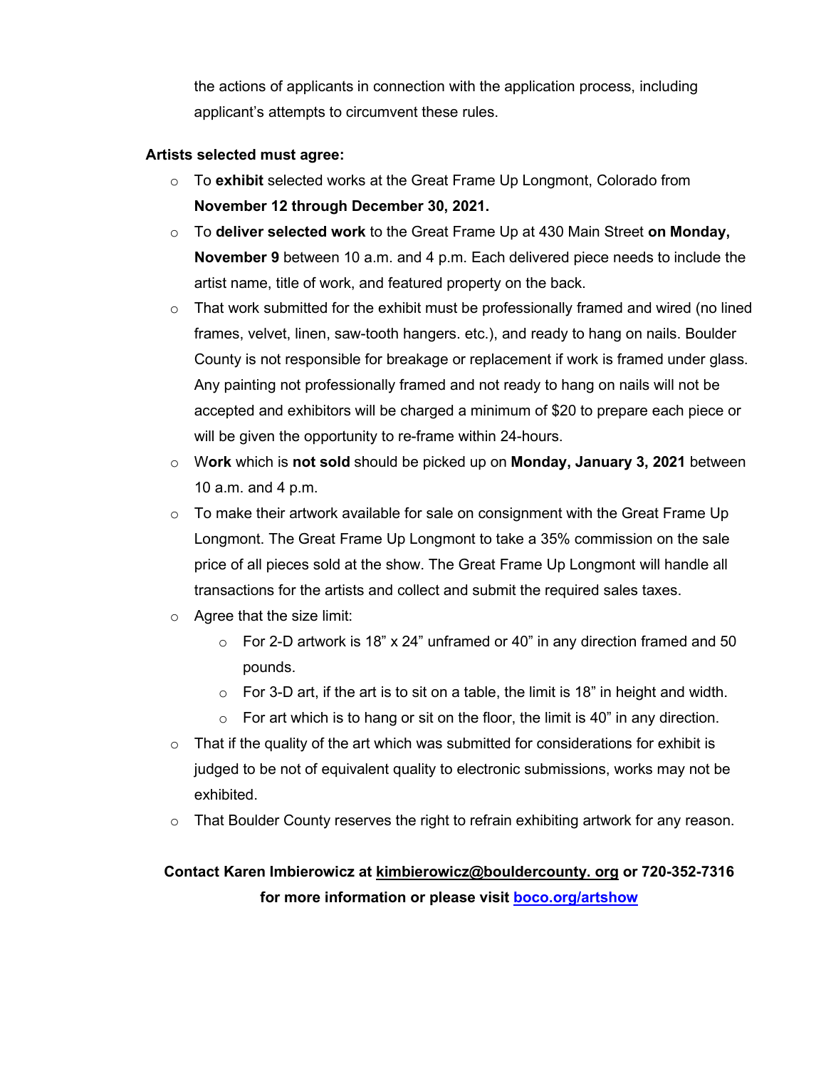the actions of applicants in connection with the application process, including applicant's attempts to circumvent these rules.

**Artists selected must agree:**

- To **exhibit** selected works at the Great Frame Up Longmont, Colorado from **November 12 through December 30, 2021.**
- To **deliver selected work** to the Great Frame Up at 430 Main Street **on Monday, November 9** between 10 a.m. and 4 p.m. Each delivered piece needs to include the artist name, title of work, and featured property on the back.
- That work submitted for the exhibit must be professionally framed and wired (no lined frames, velvet, linen, saw-tooth hangers. etc.), and ready to hang on nails. Boulder County is not responsible for breakage or replacement if work is framed under glass. Any painting not professionally framed and not ready to hang on nails will not be accepted and exhibitors will be charged a minimum of $20 to prepare each piece or will be given the opportunity to re-frame within 24-hours.
- W**ork** which is **not sold** should be picked up on **Monday, January 3, 2021** between 10 a.m. and 4 p.m.
- To make their artwork available for sale on consignment with the Great Frame Up Longmont. The Great Frame Up Longmont to take a 35% commission on the sale price of all pieces sold at the show. The Great Frame Up Longmont will handle all transactions for the artists and collect and submit the required sales taxes.
- Agree that the size limit:
  - For 2-D artwork is 18" x 24" unframed or 40" in any direction framed and 50 pounds.
  - For 3-D art, if the art is to sit on a table, the limit is 18" in height and width.
  - For art which is to hang or sit on the floor, the limit is 40" in any direction.
- That if the quality of the art which was submitted for considerations for exhibit is judged to be not of equivalent quality to electronic submissions, works may not be exhibited.
- That Boulder County reserves the right to refrain exhibiting artwork for any reason.

**Contact Karen Imbierowicz at kimbierowicz@bouldercounty. org or 720-352-7316 for more information or please visit [boco.org/artshow](boco.org/artshow)**